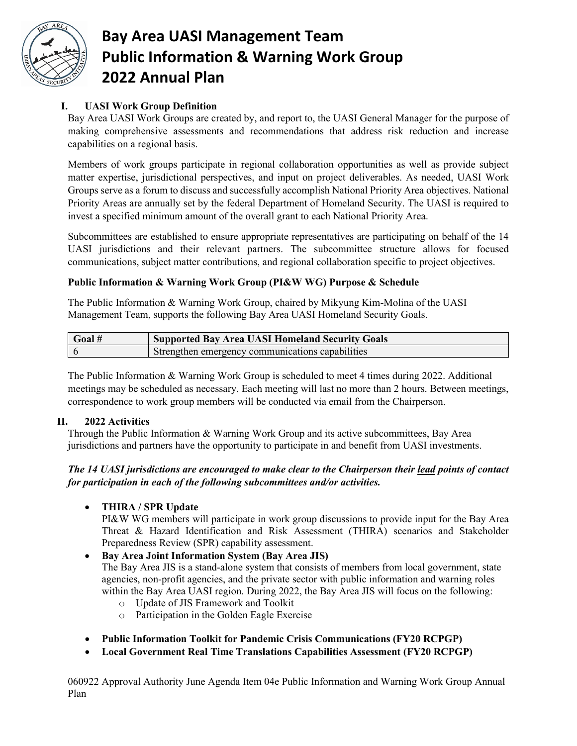# Bay Area UASI Management Team
# Public Information & Warning Work Group
# 2022 Annual Plan

## I. UASI Work Group Definition

Bay Area UASI Work Groups are created by, and report to, the UASI General Manager for the purpose of making comprehensive assessments and recommendations that address risk reduction and increase capabilities on a regional basis.

Members of work groups participate in regional collaboration opportunities as well as provide subject matter expertise, jurisdictional perspectives, and input on project deliverables. As needed, UASI Work Groups serve as a forum to discuss and successfully accomplish National Priority Area objectives. National Priority Areas are annually set by the federal Department of Homeland Security. The UASI is required to invest a specified minimum amount of the overall grant to each National Priority Area.

Subcommittees are established to ensure appropriate representatives are participating on behalf of the 14 UASI jurisdictions and their relevant partners. The subcommittee structure allows for focused communications, subject matter contributions, and regional collaboration specific to project objectives.

### Public Information & Warning Work Group (PI&W WG) Purpose & Schedule

The Public Information & Warning Work Group, chaired by Mikyung Kim-Molina of the UASI Management Team, supports the following Bay Area UASI Homeland Security Goals.

| Goal # | Supported Bay Area UASI Homeland Security Goals |
|---|---|
| 6 | Strengthen emergency communications capabilities |

The Public Information & Warning Work Group is scheduled to meet 4 times during 2022. Additional meetings may be scheduled as necessary. Each meeting will last no more than 2 hours. Between meetings, correspondence to work group members will be conducted via email from the Chairperson.

## II. 2022 Activities

Through the Public Information & Warning Work Group and its active subcommittees, Bay Area jurisdictions and partners have the opportunity to participate in and benefit from UASI investments.

***The 14 UASI jurisdictions are encouraged to make clear to the Chairperson their lead points of contact for participation in each of the following subcommittees and/or activities.***

- **THIRA / SPR Update**
  PI&W WG members will participate in work group discussions to provide input for the Bay Area Threat & Hazard Identification and Risk Assessment (THIRA) scenarios and Stakeholder Preparedness Review (SPR) capability assessment.
- **Bay Area Joint Information System (Bay Area JIS)**
  The Bay Area JIS is a stand-alone system that consists of members from local government, state agencies, non-profit agencies, and the private sector with public information and warning roles within the Bay Area UASI region. During 2022, the Bay Area JIS will focus on the following:
  - Update of JIS Framework and Toolkit
  - Participation in the Golden Eagle Exercise
- **Public Information Toolkit for Pandemic Crisis Communications (FY20 RCPGP)**
- **Local Government Real Time Translations Capabilities Assessment (FY20 RCPGP)**

060922 Approval Authority June Agenda Item 04e Public Information and Warning Work Group Annual Plan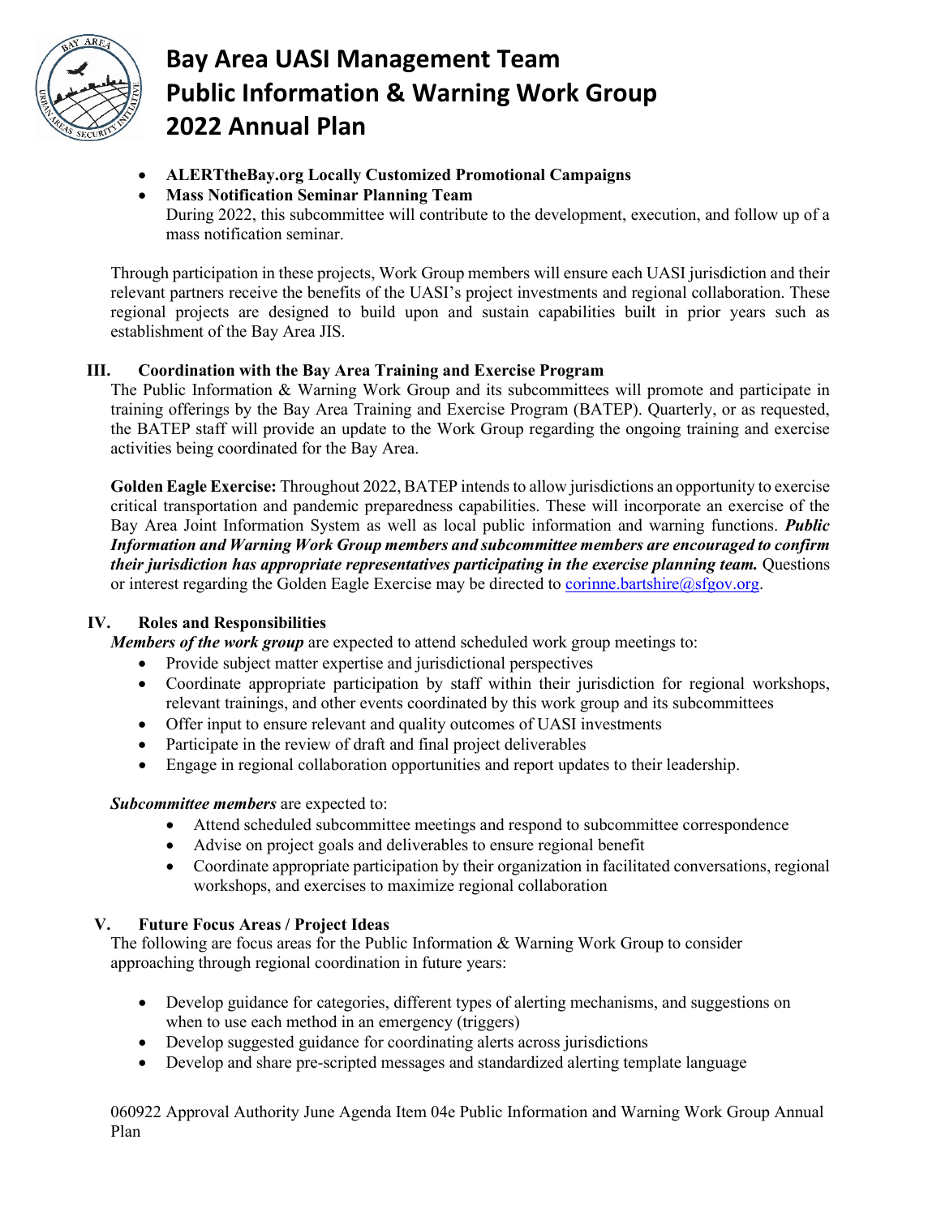- **ALERTtheBay.org Locally Customized Promotional Campaigns**
- **Mass Notification Seminar Planning Team**
  During 2022, this subcommittee will contribute to the development, execution, and follow up of a mass notification seminar.

Through participation in these projects, Work Group members will ensure each UASI jurisdiction and their relevant partners receive the benefits of the UASI's project investments and regional collaboration. These regional projects are designed to build upon and sustain capabilities built in prior years such as establishment of the Bay Area JIS.

## III. Coordination with the Bay Area Training and Exercise Program

The Public Information & Warning Work Group and its subcommittees will promote and participate in training offerings by the Bay Area Training and Exercise Program (BATEP). Quarterly, or as requested, the BATEP staff will provide an update to the Work Group regarding the ongoing training and exercise activities being coordinated for the Bay Area.

**Golden Eagle Exercise:** Throughout 2022, BATEP intends to allow jurisdictions an opportunity to exercise critical transportation and pandemic preparedness capabilities. These will incorporate an exercise of the Bay Area Joint Information System as well as local public information and warning functions. ***Public Information and Warning Work Group members and subcommittee members are encouraged to confirm their jurisdiction has appropriate representatives participating in the exercise planning team.*** Questions or interest regarding the Golden Eagle Exercise may be directed to corinne.bartshire@sfgov.org.

## IV. Roles and Responsibilities

***Members of the work group*** are expected to attend scheduled work group meetings to:

- Provide subject matter expertise and jurisdictional perspectives
- Coordinate appropriate participation by staff within their jurisdiction for regional workshops, relevant trainings, and other events coordinated by this work group and its subcommittees
- Offer input to ensure relevant and quality outcomes of UASI investments
- Participate in the review of draft and final project deliverables
- Engage in regional collaboration opportunities and report updates to their leadership.

***Subcommittee members*** are expected to:

- Attend scheduled subcommittee meetings and respond to subcommittee correspondence
- Advise on project goals and deliverables to ensure regional benefit
- Coordinate appropriate participation by their organization in facilitated conversations, regional workshops, and exercises to maximize regional collaboration

## V. Future Focus Areas / Project Ideas

The following are focus areas for the Public Information & Warning Work Group to consider approaching through regional coordination in future years:

- Develop guidance for categories, different types of alerting mechanisms, and suggestions on when to use each method in an emergency (triggers)
- Develop suggested guidance for coordinating alerts across jurisdictions
- Develop and share pre-scripted messages and standardized alerting template language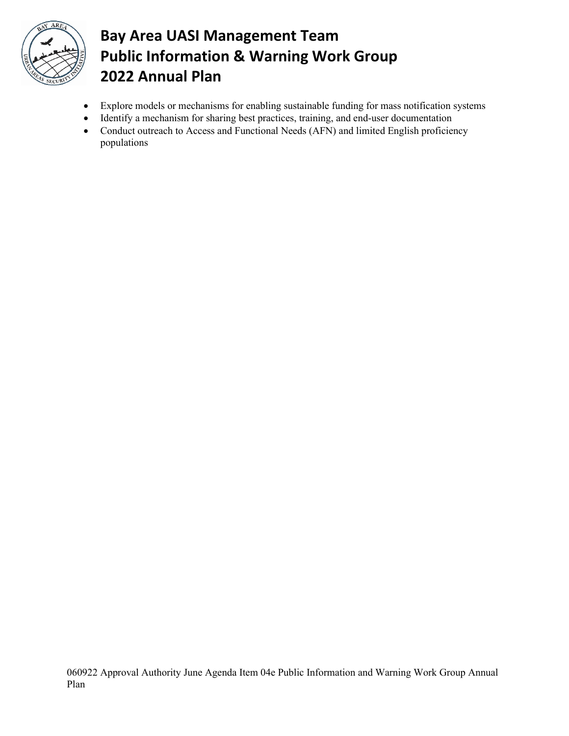- Explore models or mechanisms for enabling sustainable funding for mass notification systems
- Identify a mechanism for sharing best practices, training, and end-user documentation
- Conduct outreach to Access and Functional Needs (AFN) and limited English proficiency populations